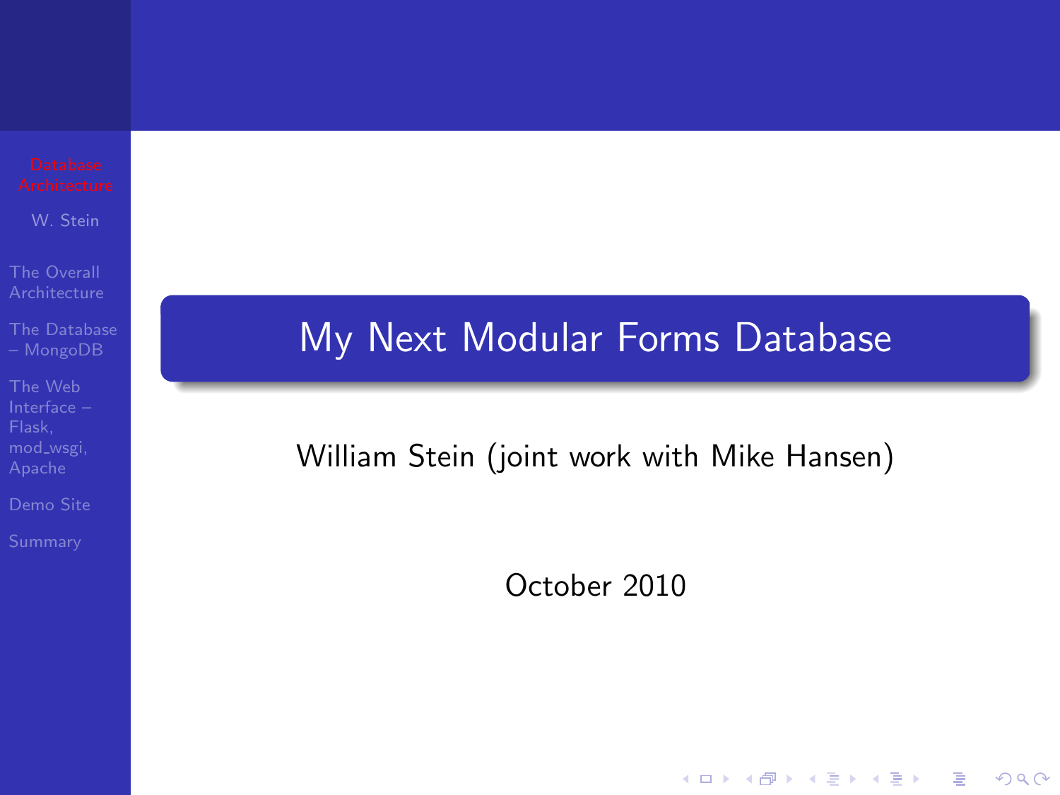# My Next Modular Forms Database

William Stein (joint work with Mike Hansen)

October 2010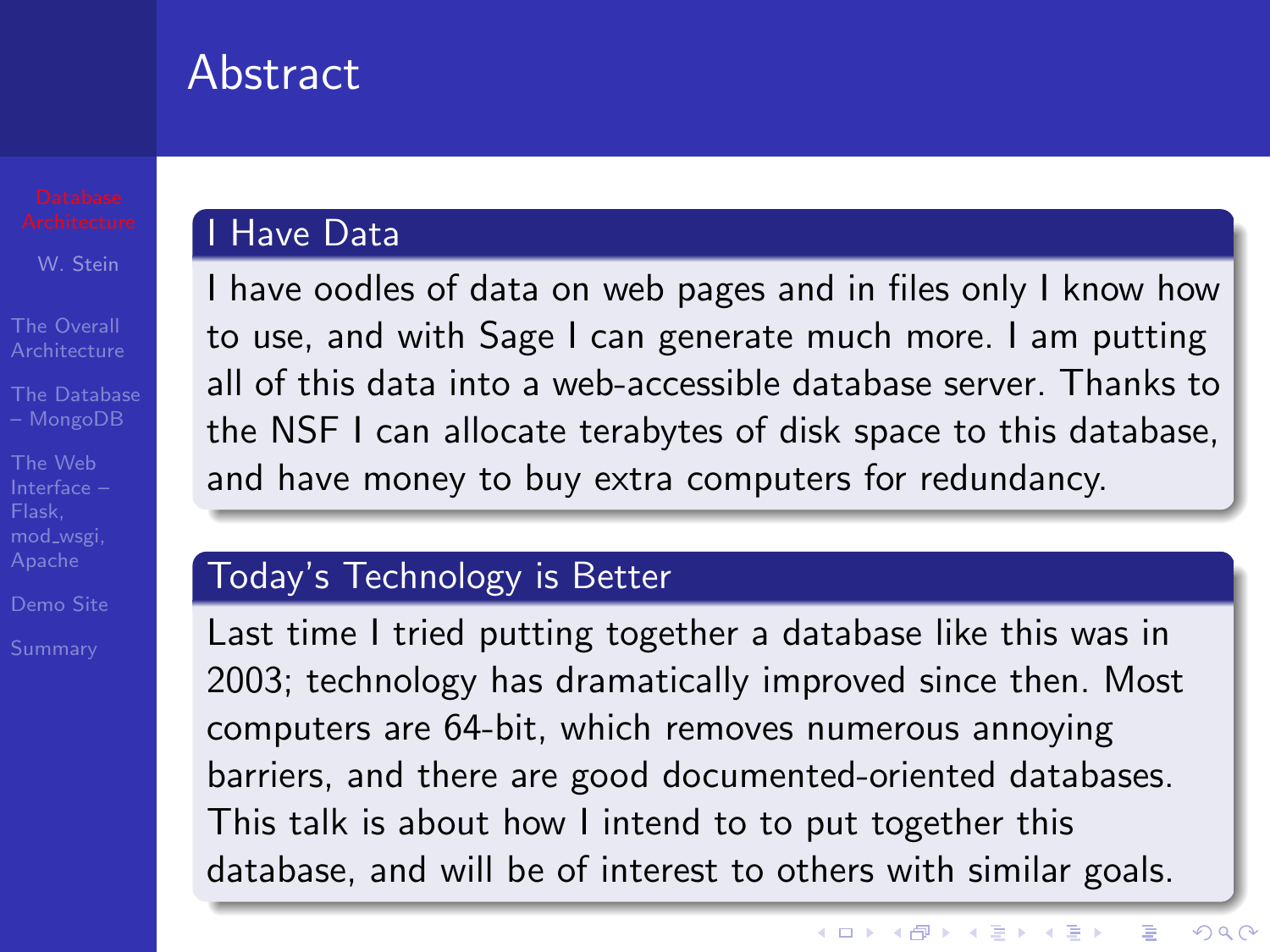# Abstract

## I Have Data

I have oodles of data on web pages and in files only I know how to use, and with Sage I can generate much more. I am putting all of this data into a web-accessible database server. Thanks to the NSF I can allocate terabytes of disk space to this database, and have money to buy extra computers for redundancy.

## Today's Technology is Better

Last time I tried putting together a database like this was in 2003; technology has dramatically improved since then. Most computers are 64-bit, which removes numerous annoying barriers, and there are good documented-oriented databases. This talk is about how I intend to to put together this database, and will be of interest to others with similar goals.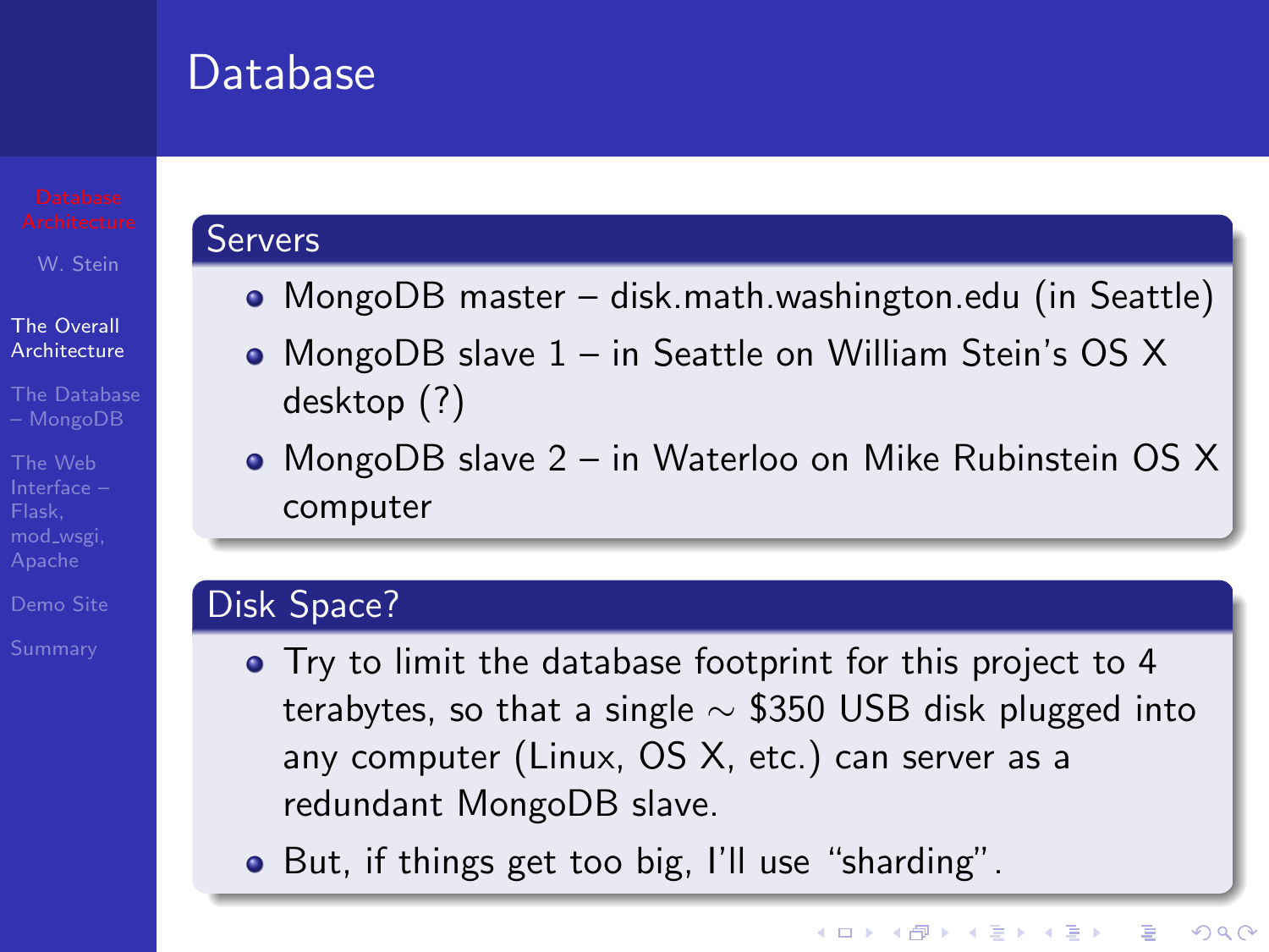# Database

## Servers

- MongoDB master – disk.math.washington.edu (in Seattle)
- MongoDB slave 1 – in Seattle on William Stein's OS X desktop (?)
- MongoDB slave 2 – in Waterloo on Mike Rubinstein OS X computer

## Disk Space?

- Try to limit the database footprint for this project to 4 terabytes, so that a single $\sim$ \$350 USB disk plugged into any computer (Linux, OS X, etc.) can server as a redundant MongoDB slave.
- But, if things get too big, I'll use "sharding".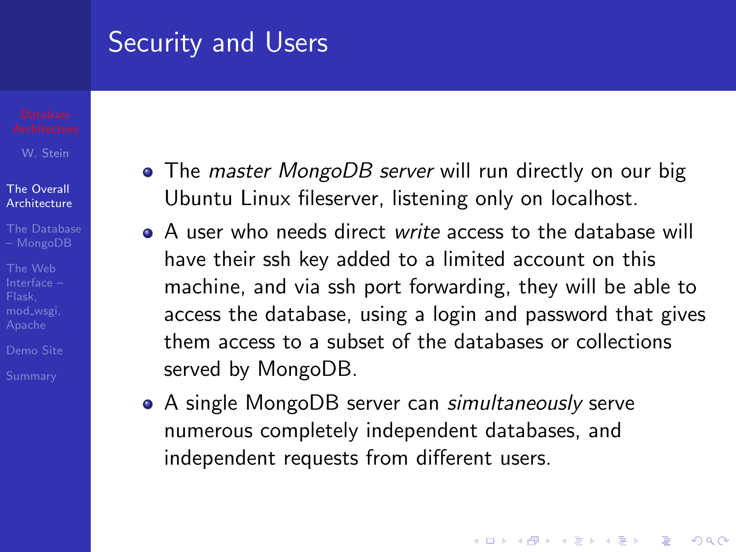# Security and Users

- The *master MongoDB server* will run directly on our big Ubuntu Linux fileserver, listening only on localhost.
- A user who needs direct *write* access to the database will have their ssh key added to a limited account on this machine, and via ssh port forwarding, they will be able to access the database, using a login and password that gives them access to a subset of the databases or collections served by MongoDB.
- A single MongoDB server can *simultaneously* serve numerous completely independent databases, and independent requests from different users.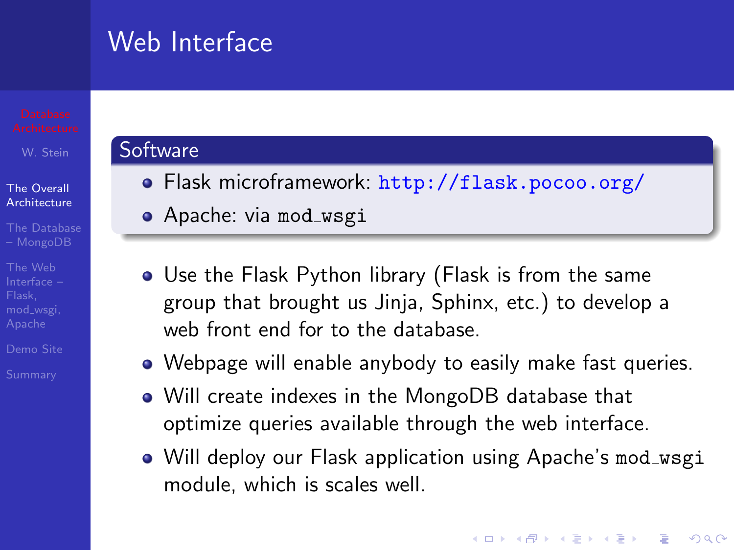# Web Interface

## Software

- Flask microframework: http://flask.pocoo.org/
- Apache: via `mod_wsgi`

- Use the Flask Python library (Flask is from the same group that brought us Jinja, Sphinx, etc.) to develop a web front end for to the database.
- Webpage will enable anybody to easily make fast queries.
- Will create indexes in the MongoDB database that optimize queries available through the web interface.
- Will deploy our Flask application using Apache's `mod_wsgi` module, which is scales well.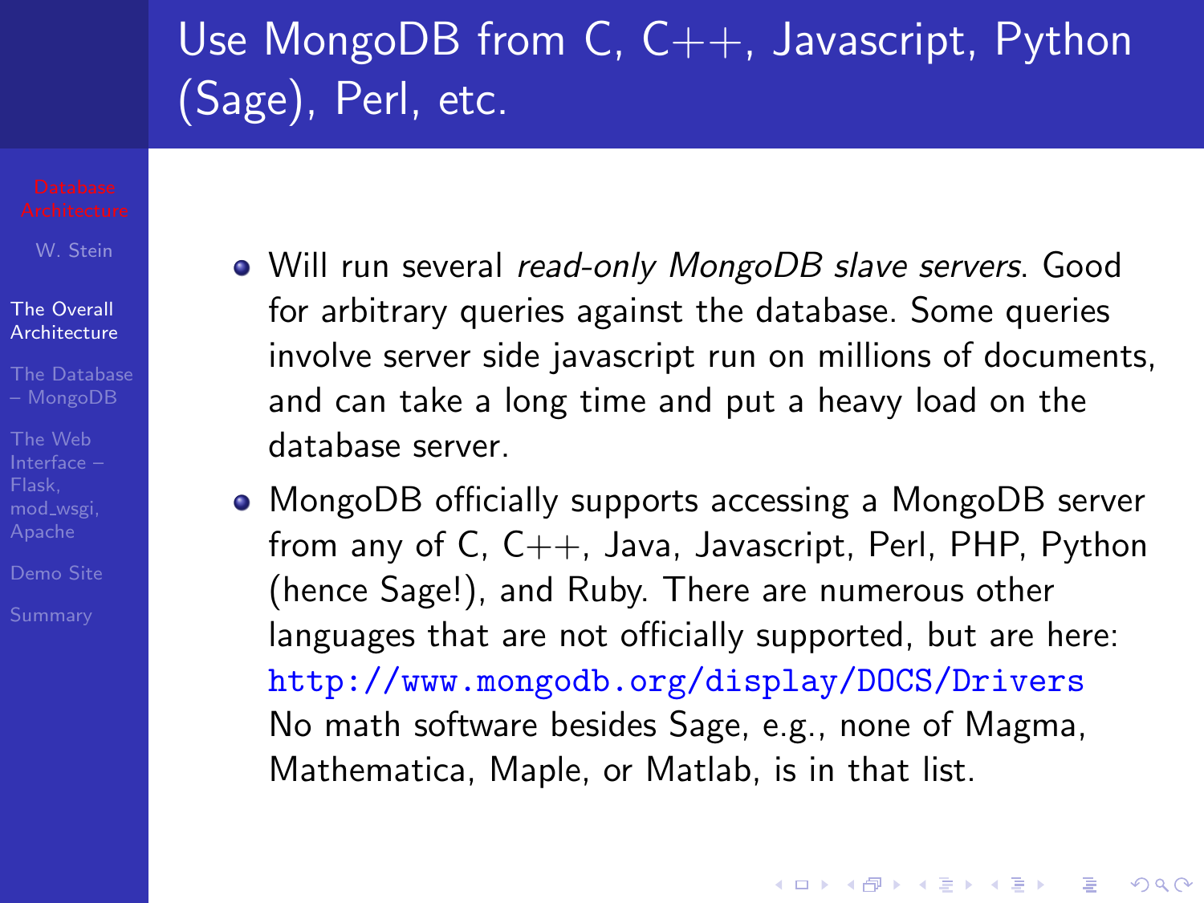# Use MongoDB from C, C++, Javascript, Python (Sage), Perl, etc.

- Will run several *read-only MongoDB slave servers*. Good for arbitrary queries against the database. Some queries involve server side javascript run on millions of documents, and can take a long time and put a heavy load on the database server.
- MongoDB officially supports accessing a MongoDB server from any of C, C++, Java, Javascript, Perl, PHP, Python (hence Sage!), and Ruby. There are numerous other languages that are not officially supported, but are here: `http://www.mongodb.org/display/DOCS/Drivers` No math software besides Sage, e.g., none of Magma, Mathematica, Maple, or Matlab, is in that list.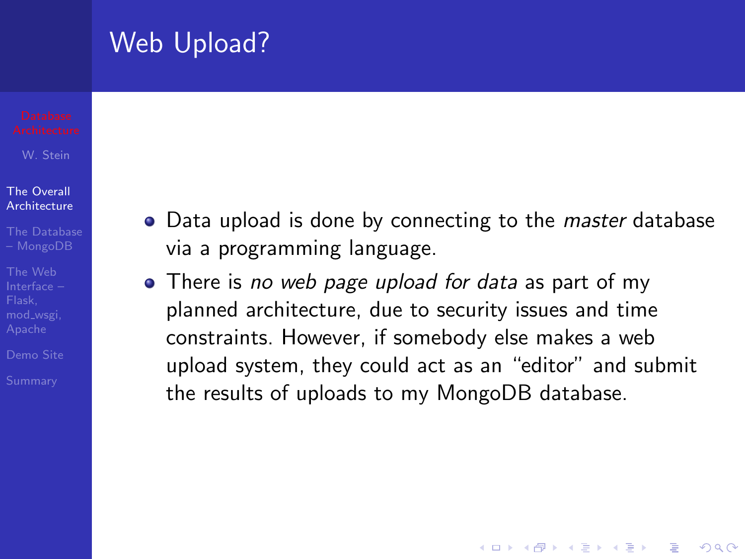# Web Upload?

- Data upload is done by connecting to the *master* database via a programming language.
- There is *no web page upload for data* as part of my planned architecture, due to security issues and time constraints. However, if somebody else makes a web upload system, they could act as an "editor" and submit the results of uploads to my MongoDB database.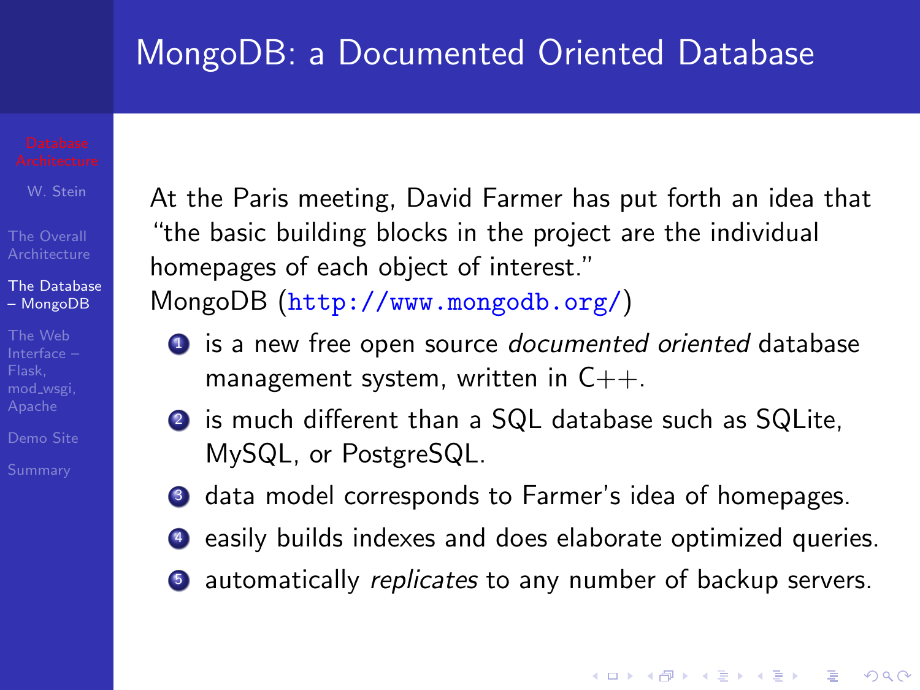# MongoDB: a Documented Oriented Database

At the Paris meeting, David Farmer has put forth an idea that "the basic building blocks in the project are the individual homepages of each object of interest."

MongoDB (http://www.mongodb.org/)

1. is a new free open source *documented oriented* database management system, written in C++.
2. is much different than a SQL database such as SQLite, MySQL, or PostgreSQL.
3. data model corresponds to Farmer's idea of homepages.
4. easily builds indexes and does elaborate optimized queries.
5. automatically *replicates* to any number of backup servers.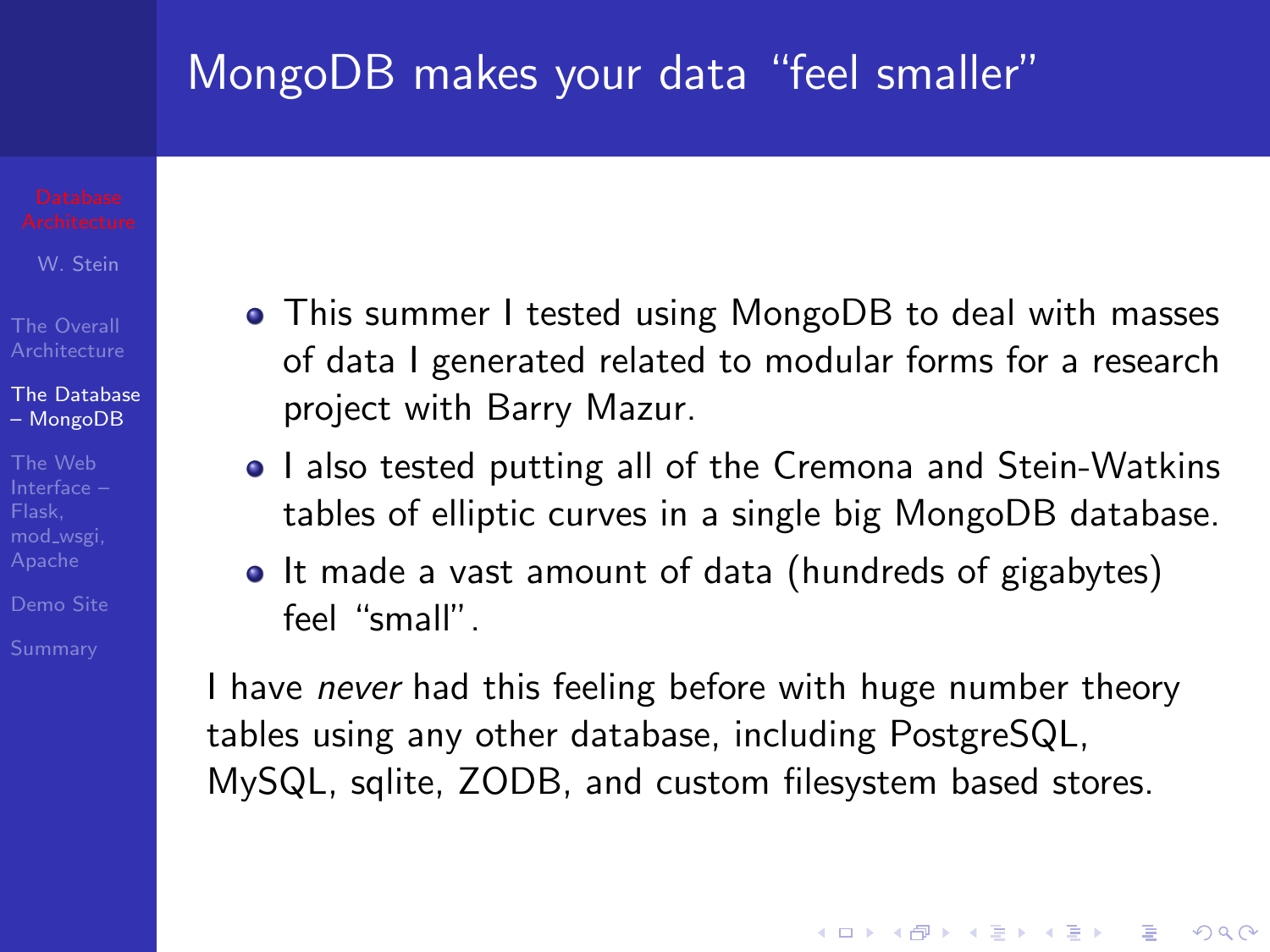## MongoDB makes your data "feel smaller"

- This summer I tested using MongoDB to deal with masses of data I generated related to modular forms for a research project with Barry Mazur.
- I also tested putting all of the Cremona and Stein-Watkins tables of elliptic curves in a single big MongoDB database.
- It made a vast amount of data (hundreds of gigabytes) feel "small".

I have *never* had this feeling before with huge number theory tables using any other database, including PostgreSQL, MySQL, sqlite, ZODB, and custom filesystem based stores.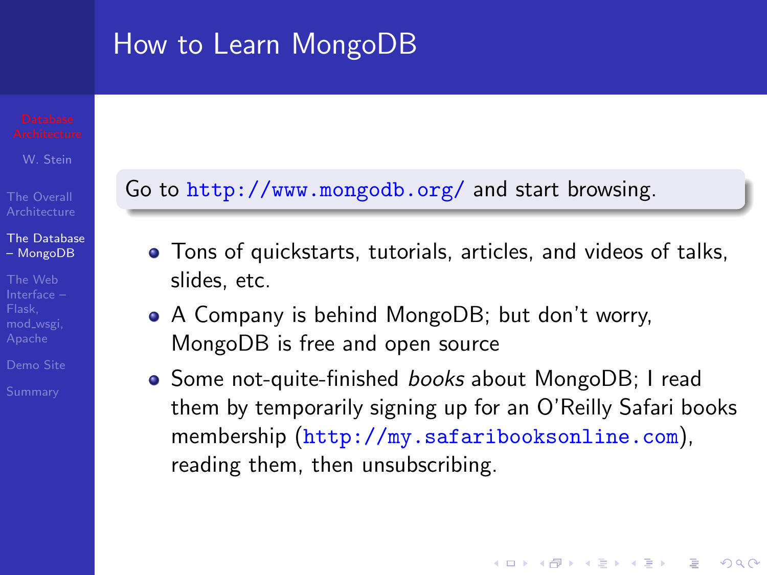# How to Learn MongoDB

Go to http://www.mongodb.org/ and start browsing.

- Tons of quickstarts, tutorials, articles, and videos of talks, slides, etc.
- A Company is behind MongoDB; but don't worry, MongoDB is free and open source
- Some not-quite-finished *books* about MongoDB; I read them by temporarily signing up for an O'Reilly Safari books membership (http://my.safaribooksonline.com), reading them, then unsubscribing.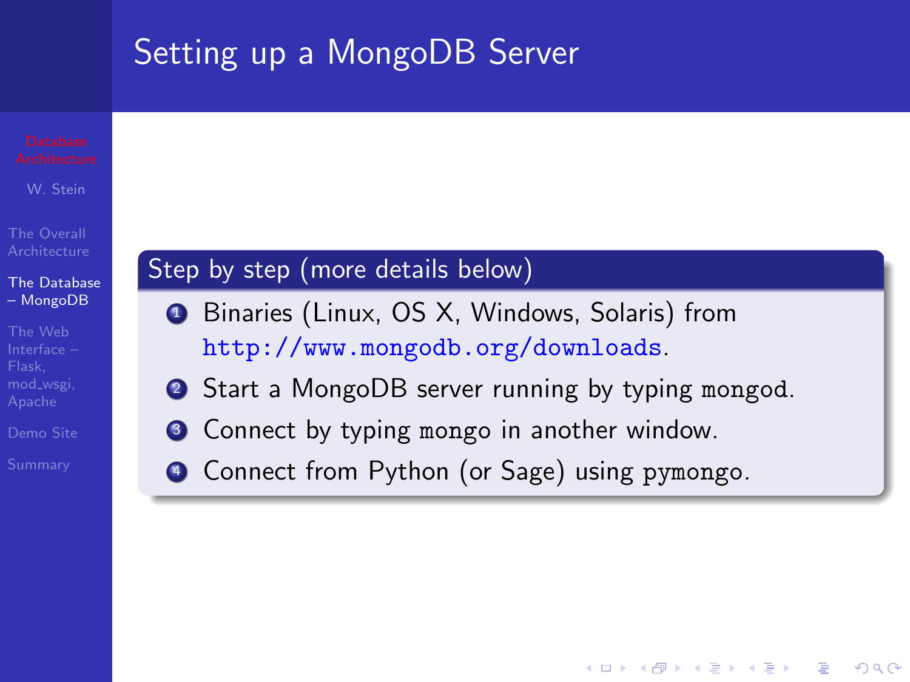# Setting up a MongoDB Server

## Step by step (more details below)

1. Binaries (Linux, OS X, Windows, Solaris) from `http://www.mongodb.org/downloads`.
2. Start a MongoDB server running by typing `mongod`.
3. Connect by typing `mongo` in another window.
4. Connect from Python (or Sage) using `pymongo`.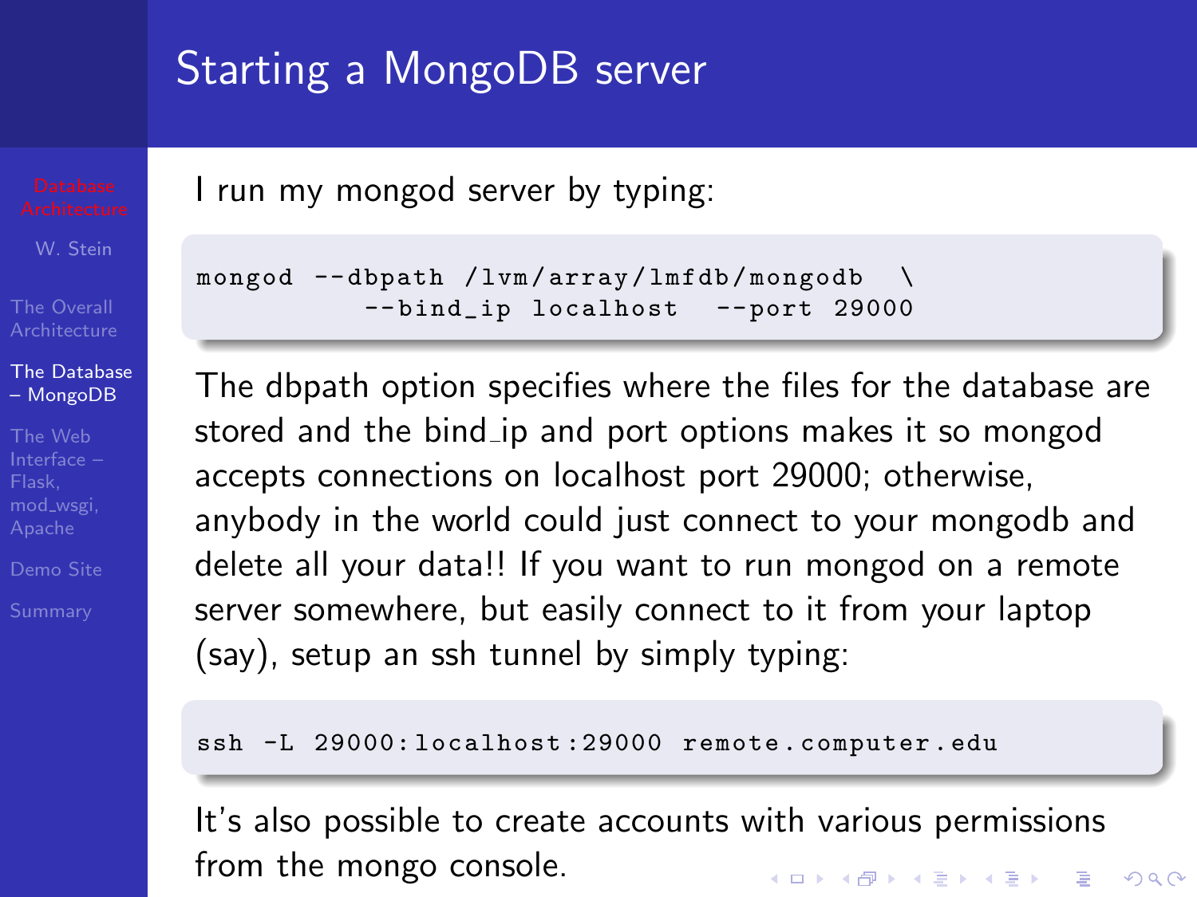# Starting a MongoDB server

I run my mongod server by typing:

```
mongod --dbpath /lvm/array/lmfdb/mongodb  \
        --bind_ip localhost  --port 29000
```

The dbpath option specifies where the files for the database are stored and the bind_ip and port options makes it so mongod accepts connections on localhost port 29000; otherwise, anybody in the world could just connect to your mongodb and delete all your data!! If you want to run mongod on a remote server somewhere, but easily connect to it from your laptop (say), setup an ssh tunnel by simply typing:

```
ssh -L 29000:localhost:29000 remote.computer.edu
```

It's also possible to create accounts with various permissions from the mongo console.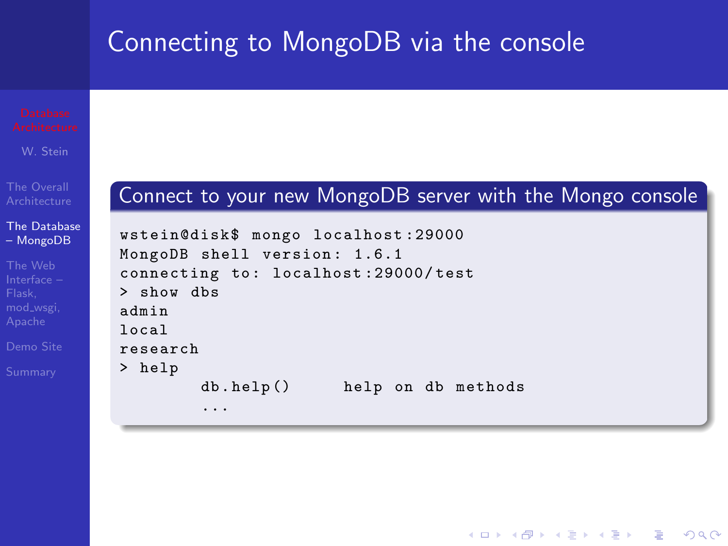# Connecting to MongoDB via the console

## Connect to your new MongoDB server with the Mongo console

```
wstein@disk$ mongo localhost:29000
MongoDB shell version: 1.6.1
connecting to: localhost:29000/test
> show dbs
admin
local
research
> help
        db.help()       help on db methods
        ...
```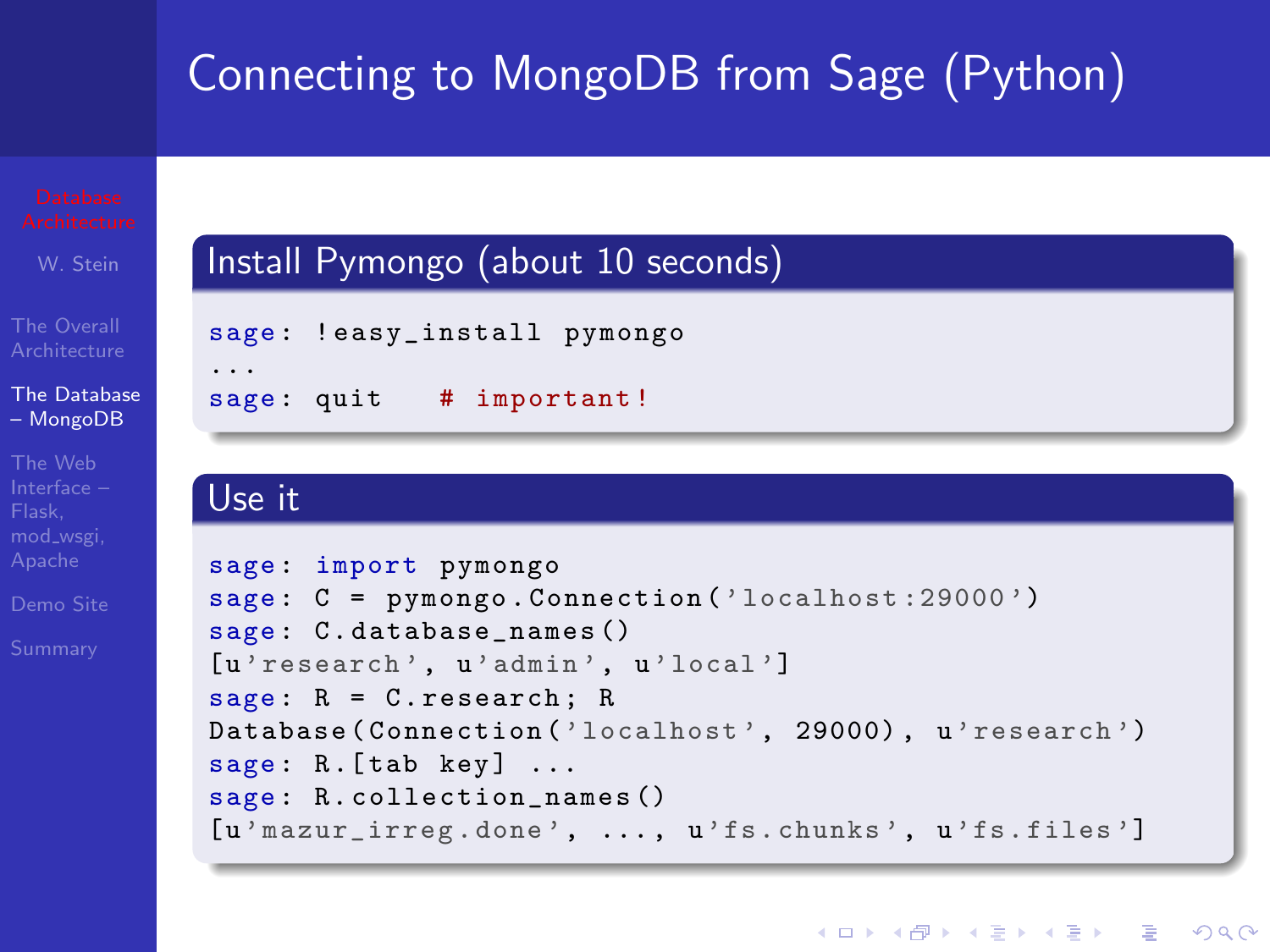# Connecting to MongoDB from Sage (Python)

## Install Pymongo (about 10 seconds)

```
sage: !easy_install pymongo
...
sage: quit   # important!
```

## Use it

```
sage: import pymongo
sage: C = pymongo.Connection('localhost:29000')
sage: C.database_names()
[u'research', u'admin', u'local']
sage: R = C.research; R
Database(Connection('localhost', 29000), u'research')
sage: R.[tab key] ...
sage: R.collection_names()
[u'mazur_irreg.done', ..., u'fs.chunks', u'fs.files']
```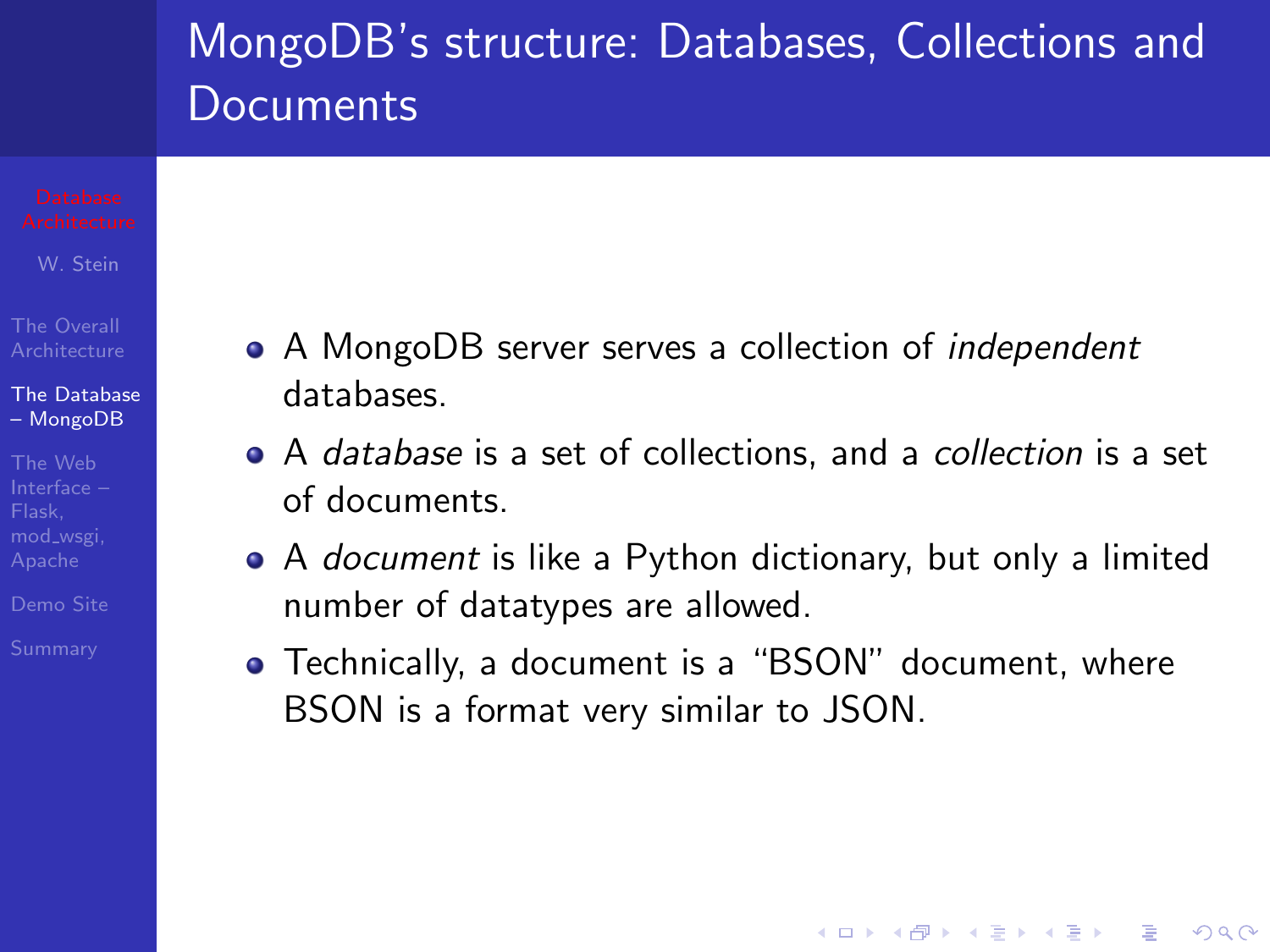# MongoDB's structure: Databases, Collections and Documents

- A MongoDB server serves a collection of *independent* databases.
- A *database* is a set of collections, and a *collection* is a set of documents.
- A *document* is like a Python dictionary, but only a limited number of datatypes are allowed.
- Technically, a document is a "BSON" document, where BSON is a format very similar to JSON.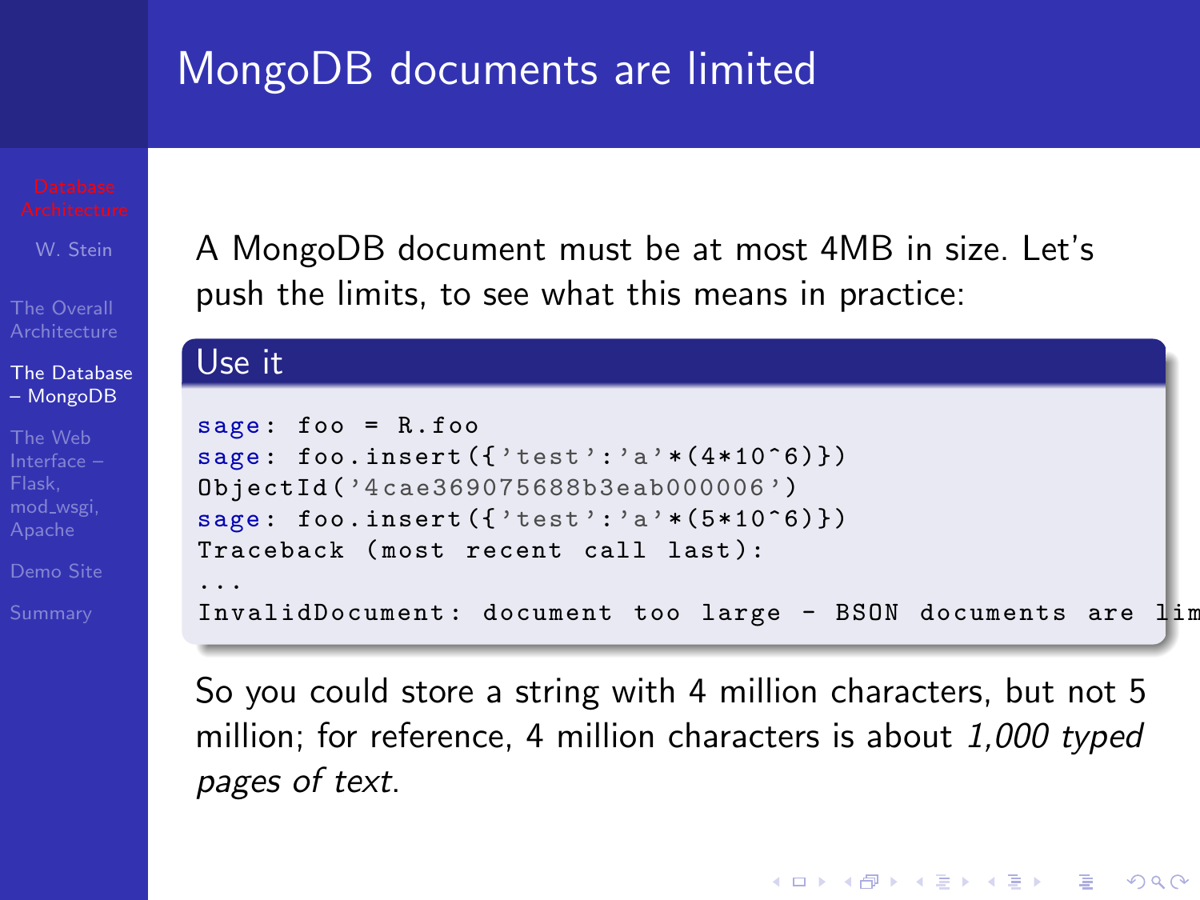# MongoDB documents are limited

A MongoDB document must be at most 4MB in size. Let's push the limits, to see what this means in practice:

**Use it**

```
sage: foo = R.foo
sage: foo.insert({'test':'a'*(4*10^6)})
ObjectId('4cae369075688b3eab000006')
sage: foo.insert({'test':'a'*(5*10^6)})
Traceback (most recent call last):
...
InvalidDocument: document too large - BSON documents are lim
```

So you could store a string with 4 million characters, but not 5 million; for reference, 4 million characters is about *1,000 typed pages of text*.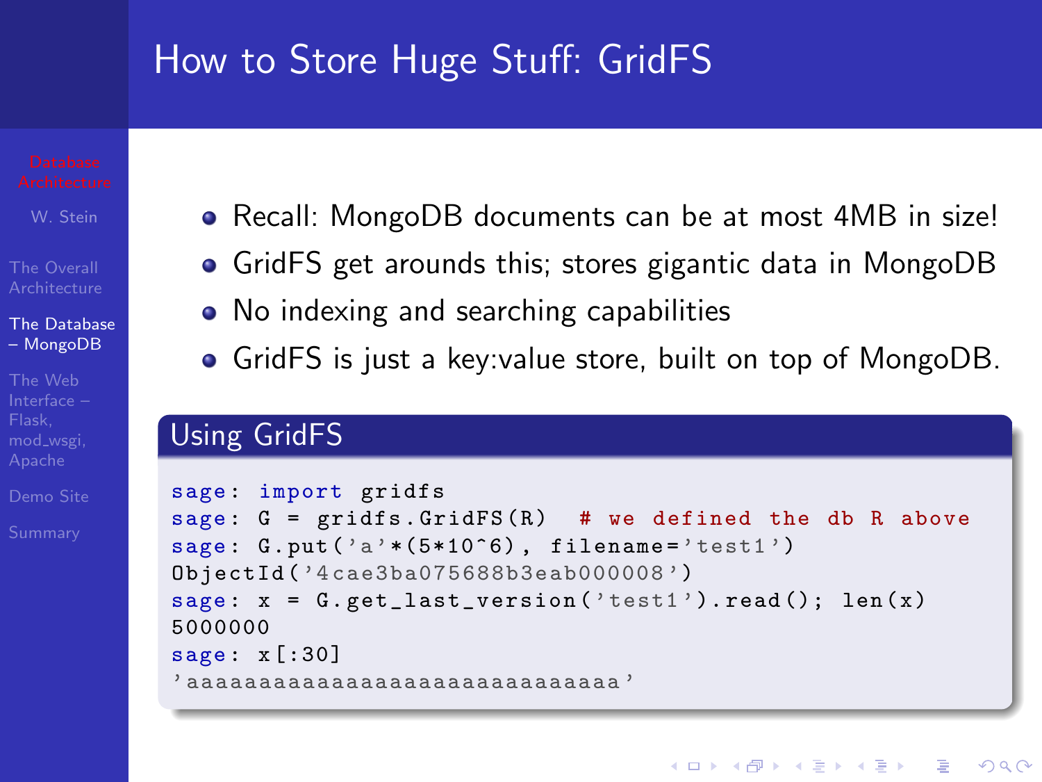# How to Store Huge Stuff: GridFS

- Recall: MongoDB documents can be at most 4MB in size!
- GridFS get arounds this; stores gigantic data in MongoDB
- No indexing and searching capabilities
- GridFS is just a key:value store, built on top of MongoDB.

## Using GridFS

```
sage: import gridfs
sage: G = gridfs.GridFS(R)  # we defined the db R above
sage: G.put('a'*(5*10^6), filename='test1')
ObjectId('4cae3ba075688b3eab000008')
sage: x = G.get_last_version('test1').read(); len(x)
5000000
sage: x[:30]
'aaaaaaaaaaaaaaaaaaaaaaaaaaaaaa'
```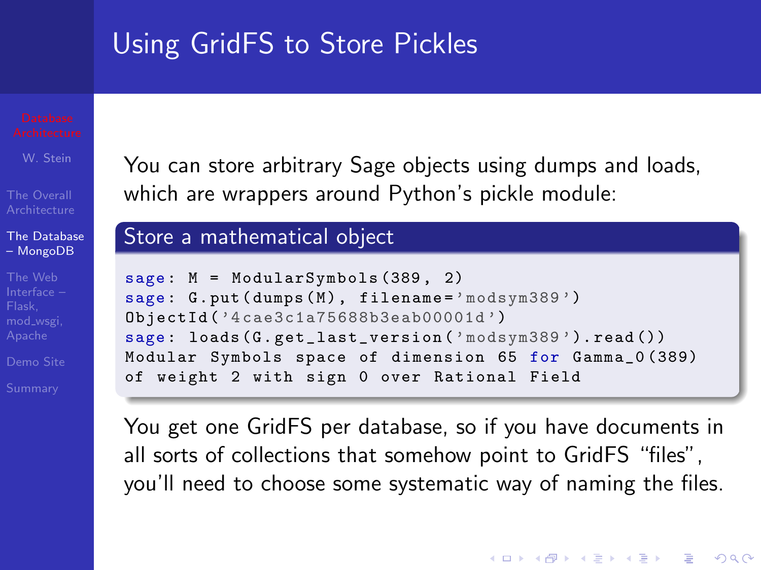# Using GridFS to Store Pickles

You can store arbitrary Sage objects using dumps and loads, which are wrappers around Python's pickle module:

### Store a mathematical object

```
sage: M = ModularSymbols(389, 2)
sage: G.put(dumps(M), filename='modsym389')
ObjectId('4cae3c1a75688b3eab00001d')
sage: loads(G.get_last_version('modsym389').read())
Modular Symbols space of dimension 65 for Gamma_0(389)
of weight 2 with sign 0 over Rational Field
```

You get one GridFS per database, so if you have documents in all sorts of collections that somehow point to GridFS "files", you'll need to choose some systematic way of naming the files.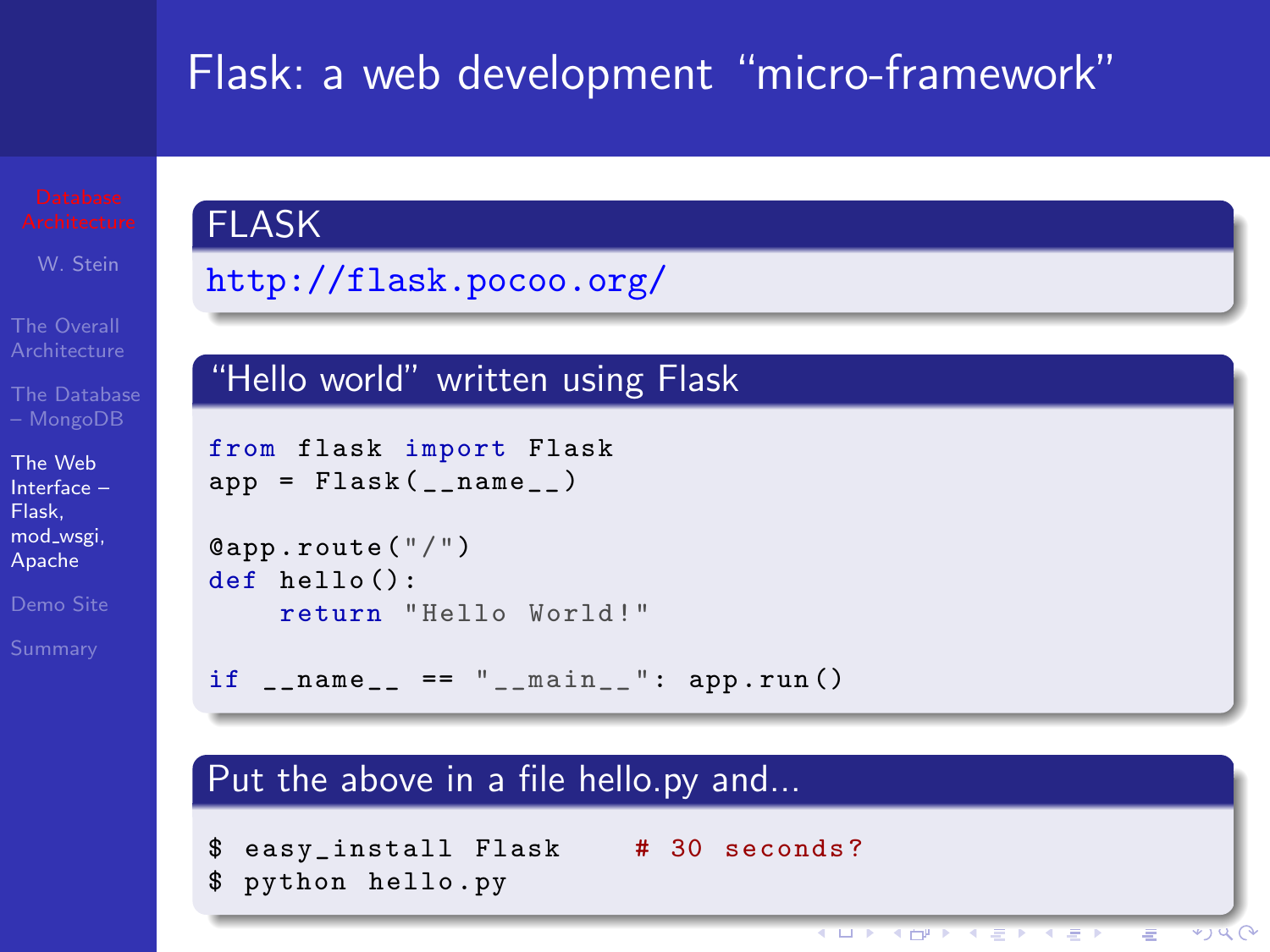# Flask: a web development "micro-framework"

## FLASK

http://flask.pocoo.org/

## "Hello world" written using Flask

```
from flask import Flask
app = Flask(__name__)

@app.route("/")
def hello():
    return "Hello World!"

if __name__ == "__main__": app.run()
```

## Put the above in a file hello.py and...

```
$ easy_install Flask     # 30 seconds?
$ python hello.py
```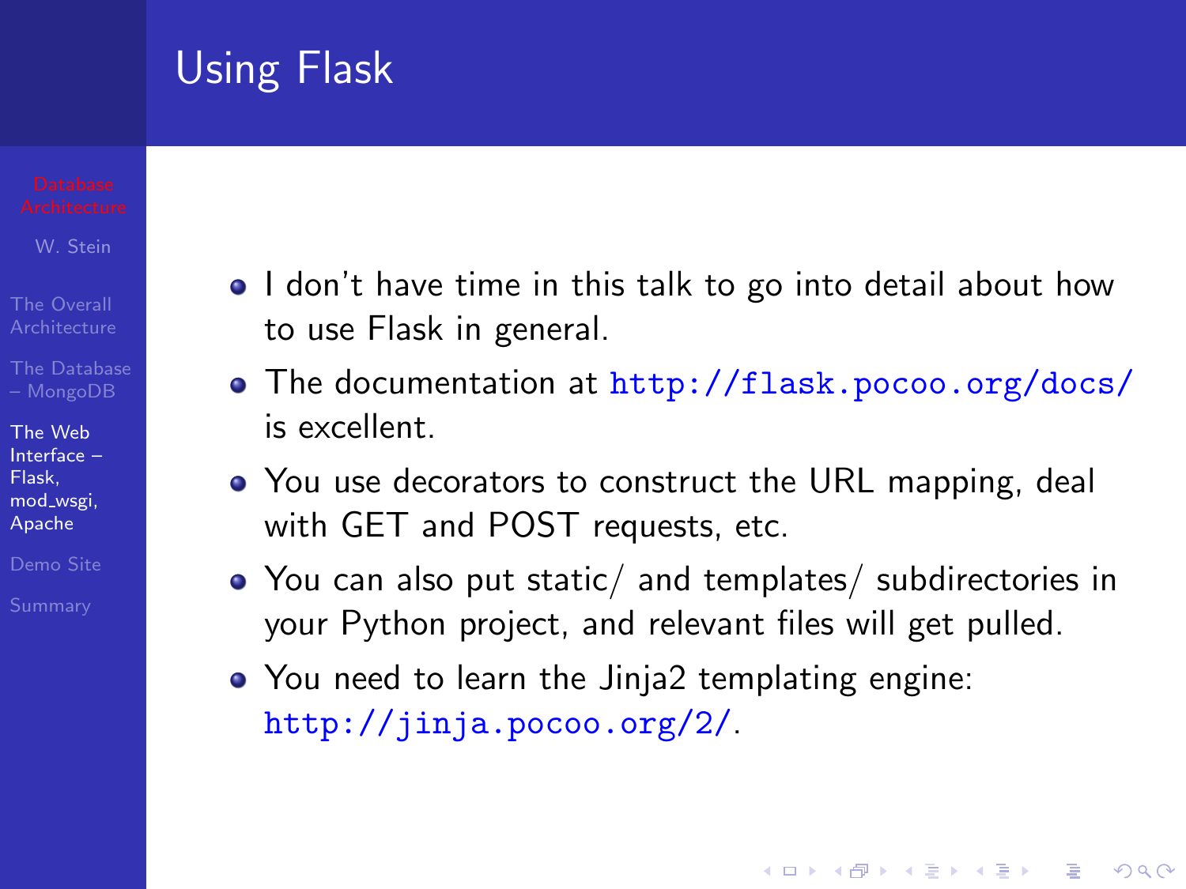# Using Flask

- I don't have time in this talk to go into detail about how to use Flask in general.
- The documentation at http://flask.pocoo.org/docs/ is excellent.
- You use decorators to construct the URL mapping, deal with GET and POST requests, etc.
- You can also put static/ and templates/ subdirectories in your Python project, and relevant files will get pulled.
- You need to learn the Jinja2 templating engine: http://jinja.pocoo.org/2/.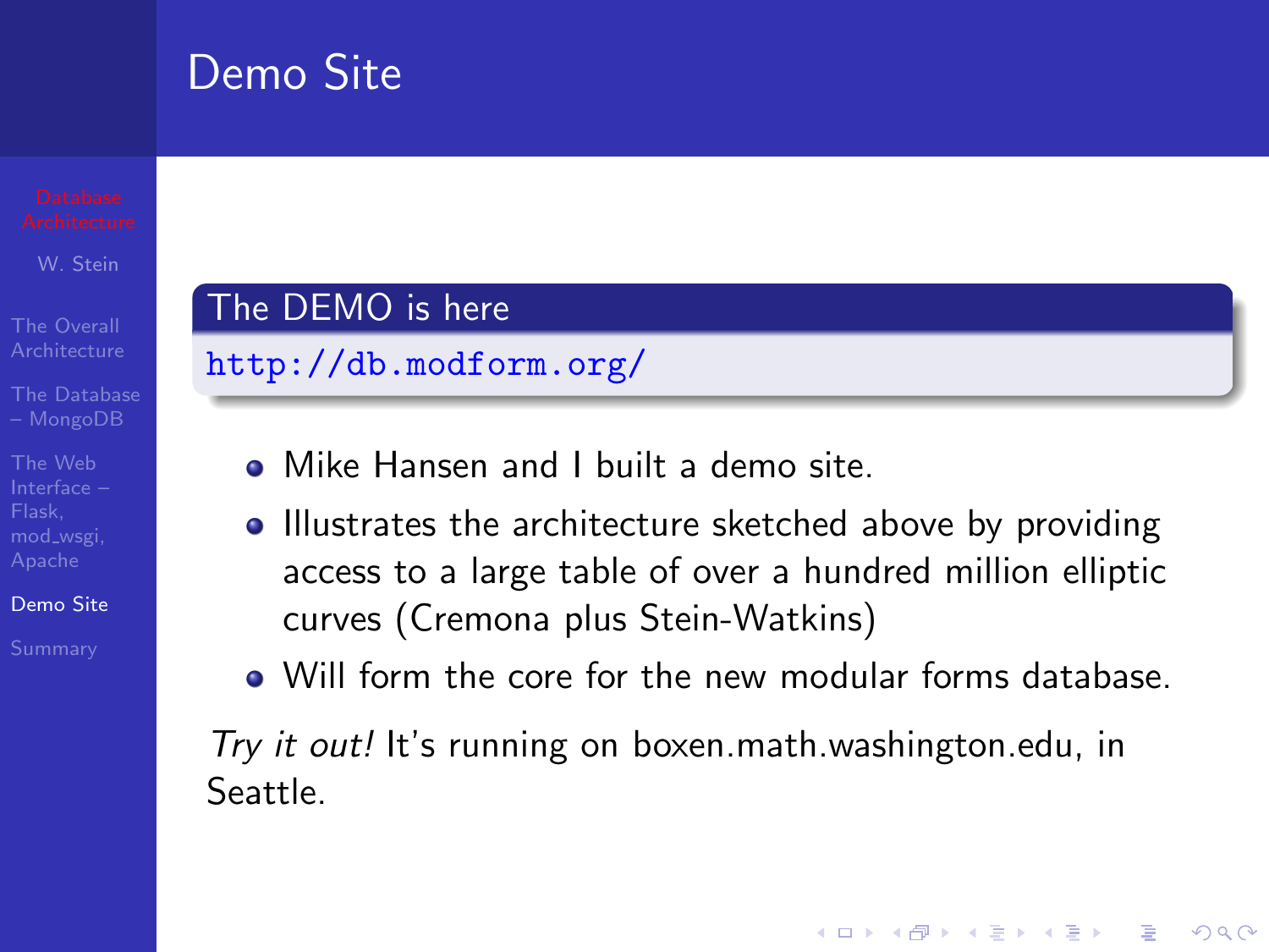# Demo Site

**The DEMO is here**

http://db.modform.org/

- Mike Hansen and I built a demo site.
- Illustrates the architecture sketched above by providing access to a large table of over a hundred million elliptic curves (Cremona plus Stein-Watkins)
- Will form the core for the new modular forms database.

*Try it out!* It's running on boxen.math.washington.edu, in Seattle.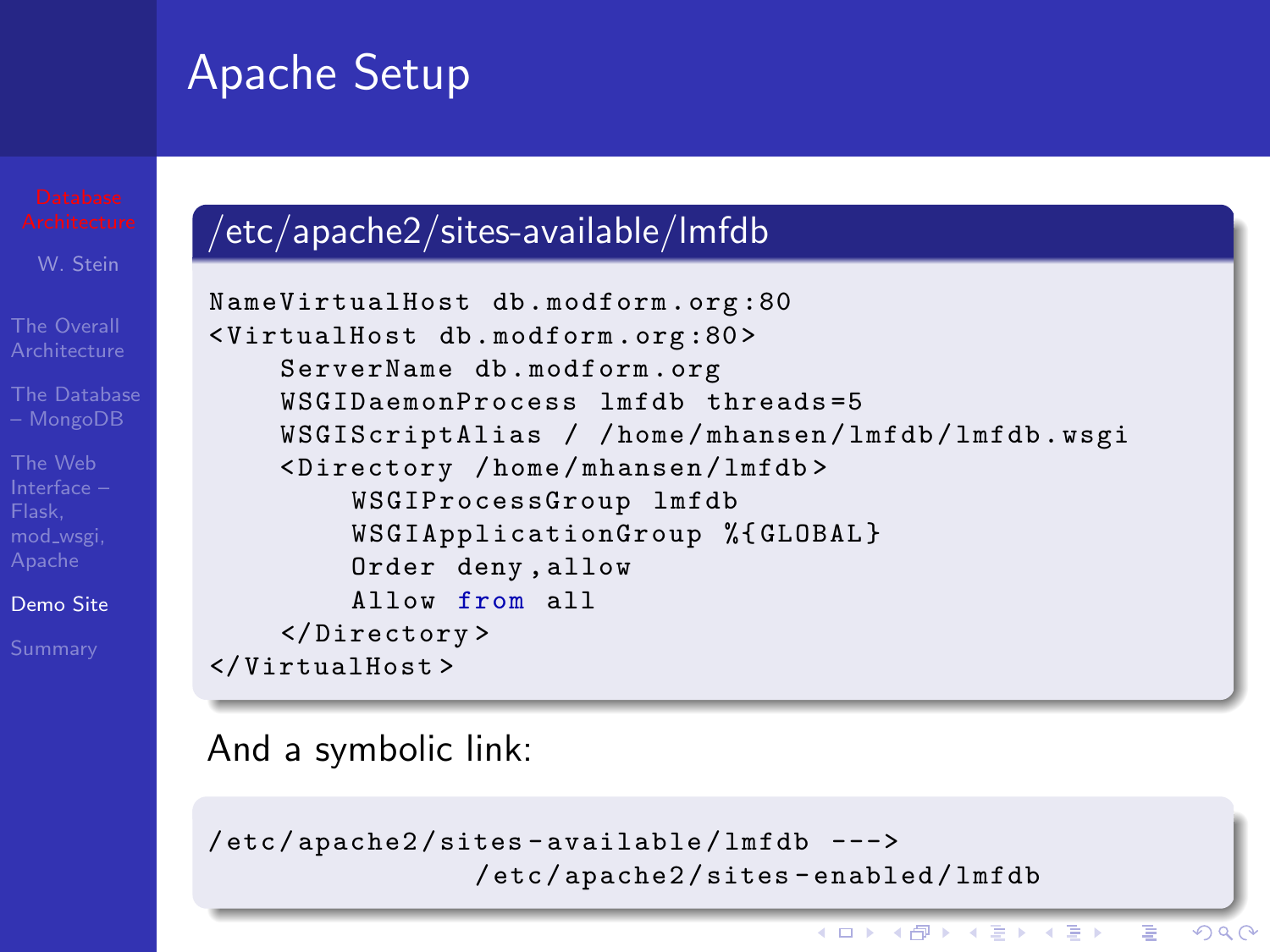# Apache Setup

### /etc/apache2/sites-available/lmfdb

```
NameVirtualHost db.modform.org:80
<VirtualHost db.modform.org:80>
    ServerName db.modform.org
    WSGIDaemonProcess lmfdb threads=5
    WSGIScriptAlias / /home/mhansen/lmfdb/lmfdb.wsgi
    <Directory /home/mhansen/lmfdb>
        WSGIProcessGroup lmfdb
        WSGIApplicationGroup %{GLOBAL}
        Order deny,allow
        Allow from all
    </Directory>
</VirtualHost>
```

And a symbolic link:

```
/etc/apache2/sites-available/lmfdb --->
                /etc/apache2/sites-enabled/lmfdb
```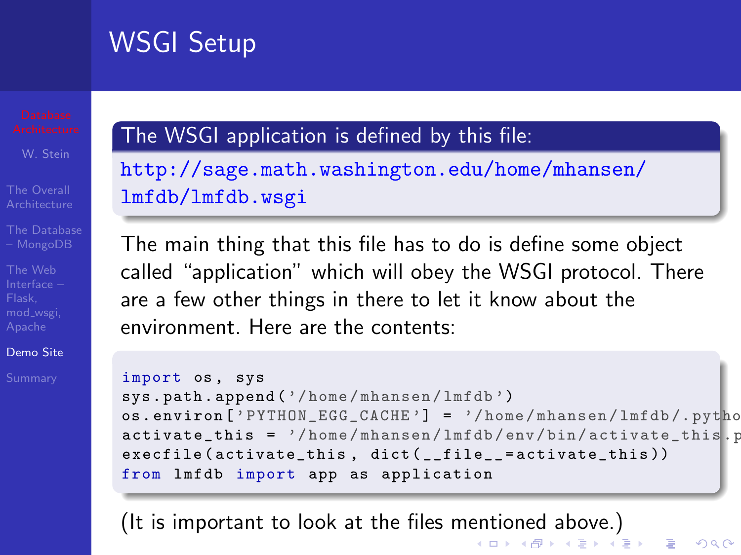# WSGI Setup

**The WSGI application is defined by this file:**

http://sage.math.washington.edu/home/mhansen/lmfdb/lmfdb.wsgi

The main thing that this file has to do is define some object called "application" which will obey the WSGI protocol. There are a few other things in there to let it know about the environment. Here are the contents:

```
import os, sys
sys.path.append('/home/mhansen/lmfdb')
os.environ['PYTHON_EGG_CACHE'] = '/home/mhansen/lmfdb/.pytho
activate_this = '/home/mhansen/lmfdb/env/bin/activate_this.p
execfile(activate_this, dict(__file__=activate_this))
from lmfdb import app as application
```

(It is important to look at the files mentioned above.)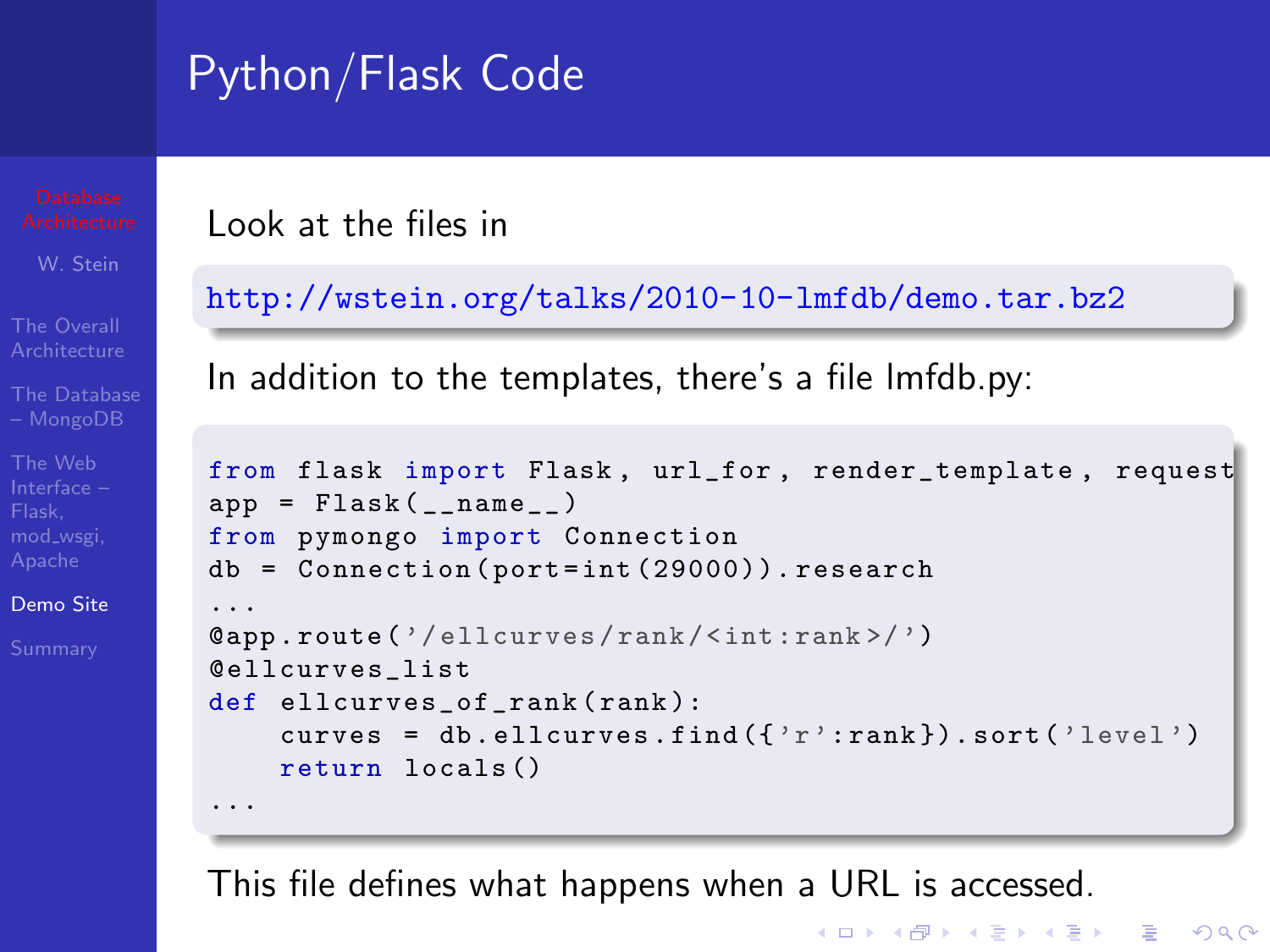# Python/Flask Code

Look at the files in

```
http://wstein.org/talks/2010-10-lmfdb/demo.tar.bz2
```

In addition to the templates, there's a file lmfdb.py:

```
from flask import Flask, url_for, render_template, request
app = Flask(__name__)
from pymongo import Connection
db = Connection(port=int(29000)).research
...
@app.route('/ellcurves/rank/<int:rank>/')
@ellcurves_list
def ellcurves_of_rank(rank):
    curves = db.ellcurves.find({'r':rank}).sort('level')
    return locals()
...
```

This file defines what happens when a URL is accessed.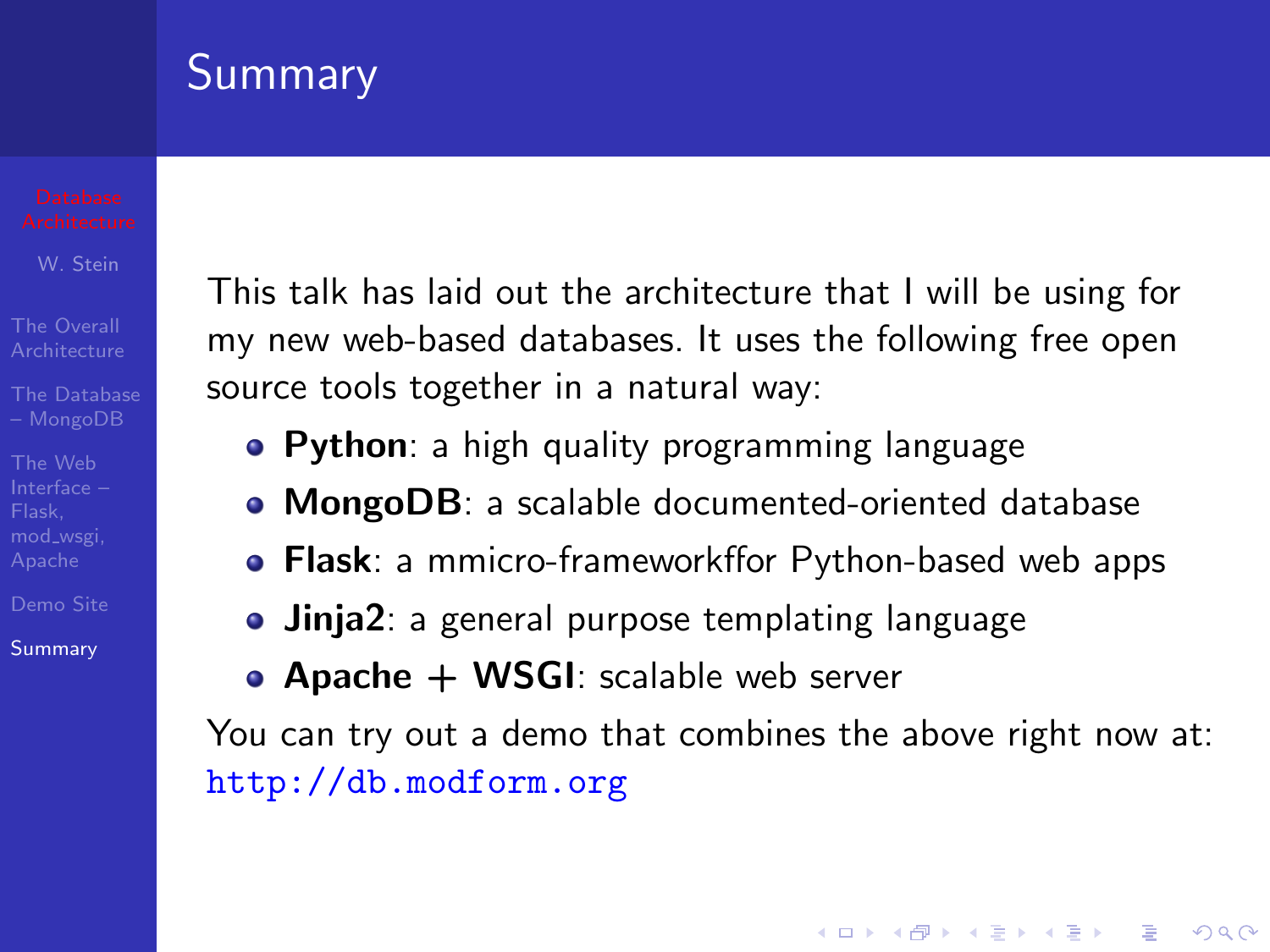# Summary

This talk has laid out the architecture that I will be using for my new web-based databases. It uses the following free open source tools together in a natural way:

- **Python**: a high quality programming language
- **MongoDB**: a scalable documented-oriented database
- **Flask**: a mmicro-frameworkffor Python-based web apps
- **Jinja2**: a general purpose templating language
- **Apache + WSGI**: scalable web server

You can try out a demo that combines the above right now at: http://db.modform.org